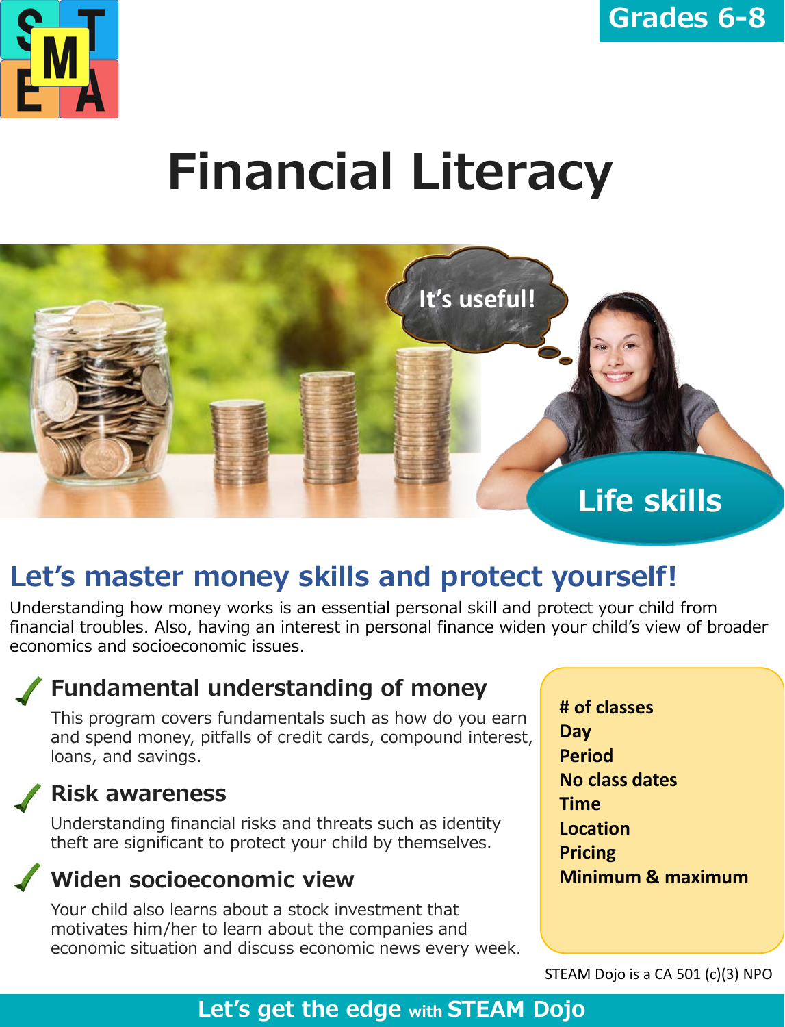Grades 6-8

# Financial Literacy

It's useful!

Life skills

## Let's master money skills and protect yourself!

Understanding how money works is an essential personal skill and protect your child from financial troubles. Also, having an interest in personal finance widen your child's view of broader economics and socioeconomic issues.

### Fundamental understanding of money

This program covers fundamentals such as how do you earn and spend money, pitfalls of credit cards, compound interest, loans, and savings.

### Risk awareness

Understanding financial risks and threats such as identity theft are significant to protect your child by themselves.

### Widen socioeconomic view

Your child also learns about a stock investment that motivates him/her to learn about the companies and economic situation and discuss economic news every week.

**# of classes**
**Day**
**Period**
**No class dates**
**Time**
**Location**
**Pricing**
**Minimum & maximum**

STEAM Dojo is a CA 501 (c)(3) NPO

**Let's get the edge with STEAM Dojo**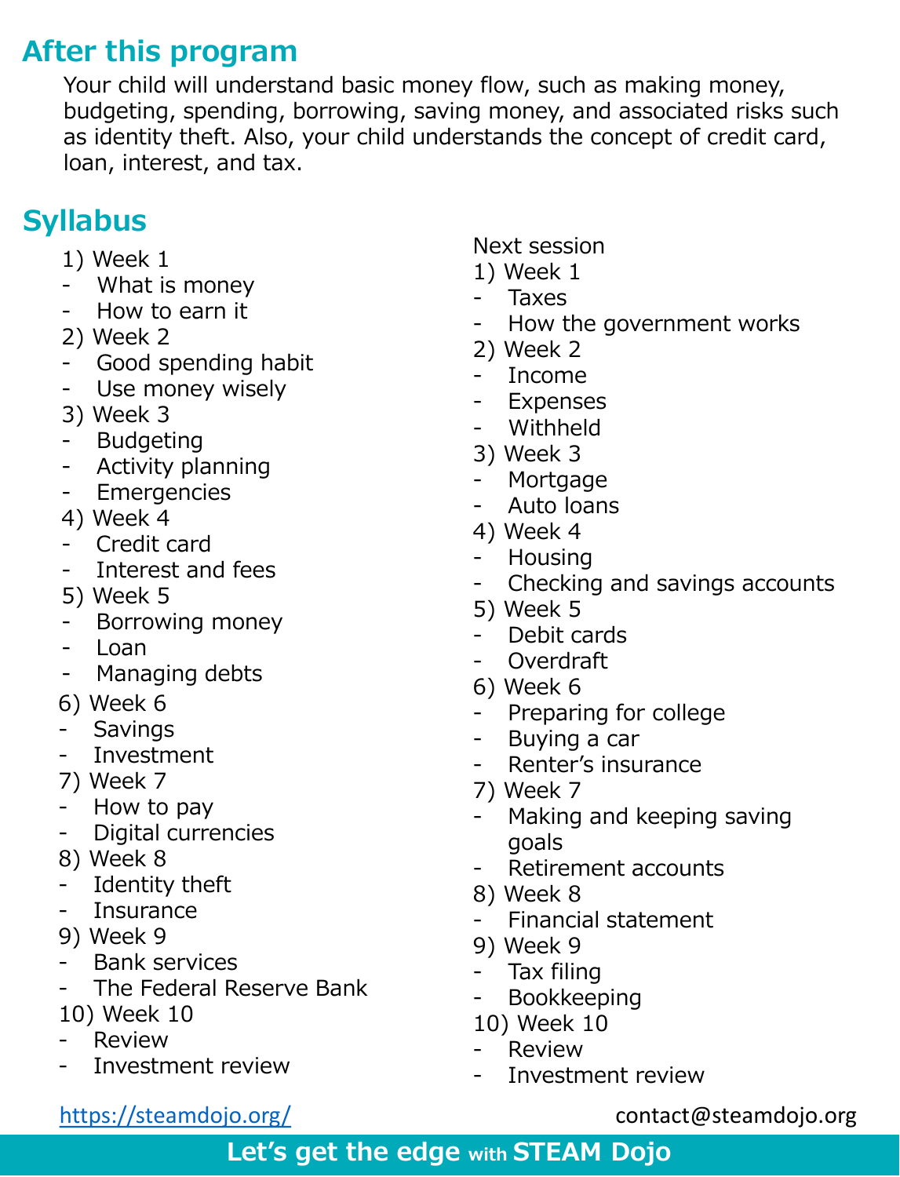## After this program

Your child will understand basic money flow, such as making money, budgeting, spending, borrowing, saving money, and associated risks such as identity theft. Also, your child understands the concept of credit card, loan, interest, and tax.

## Syllabus

1) Week 1
- What is money
- How to earn it
2) Week 2
- Good spending habit
- Use money wisely
3) Week 3
- Budgeting
- Activity planning
- Emergencies
4) Week 4
- Credit card
- Interest and fees
5) Week 5
- Borrowing money
- Loan
- Managing debts
6) Week 6
- Savings
- Investment
7) Week 7
- How to pay
- Digital currencies
8) Week 8
- Identity theft
- Insurance
9) Week 9
- Bank services
- The Federal Reserve Bank
10) Week 10
- Review
- Investment review

Next session

1) Week 1
- Taxes
- How the government works
2) Week 2
- Income
- Expenses
- Withheld
3) Week 3
- Mortgage
- Auto loans
4) Week 4
- Housing
- Checking and savings accounts
5) Week 5
- Debit cards
- Overdraft
6) Week 6
- Preparing for college
- Buying a car
- Renter's insurance
7) Week 7
- Making and keeping saving goals
- Retirement accounts
8) Week 8
- Financial statement
9) Week 9
- Tax filing
- Bookkeeping
10) Week 10
- Review
- Investment review

https://steamdojo.org/

contact@steamdojo.org

**Let's get the edge with STEAM Dojo**